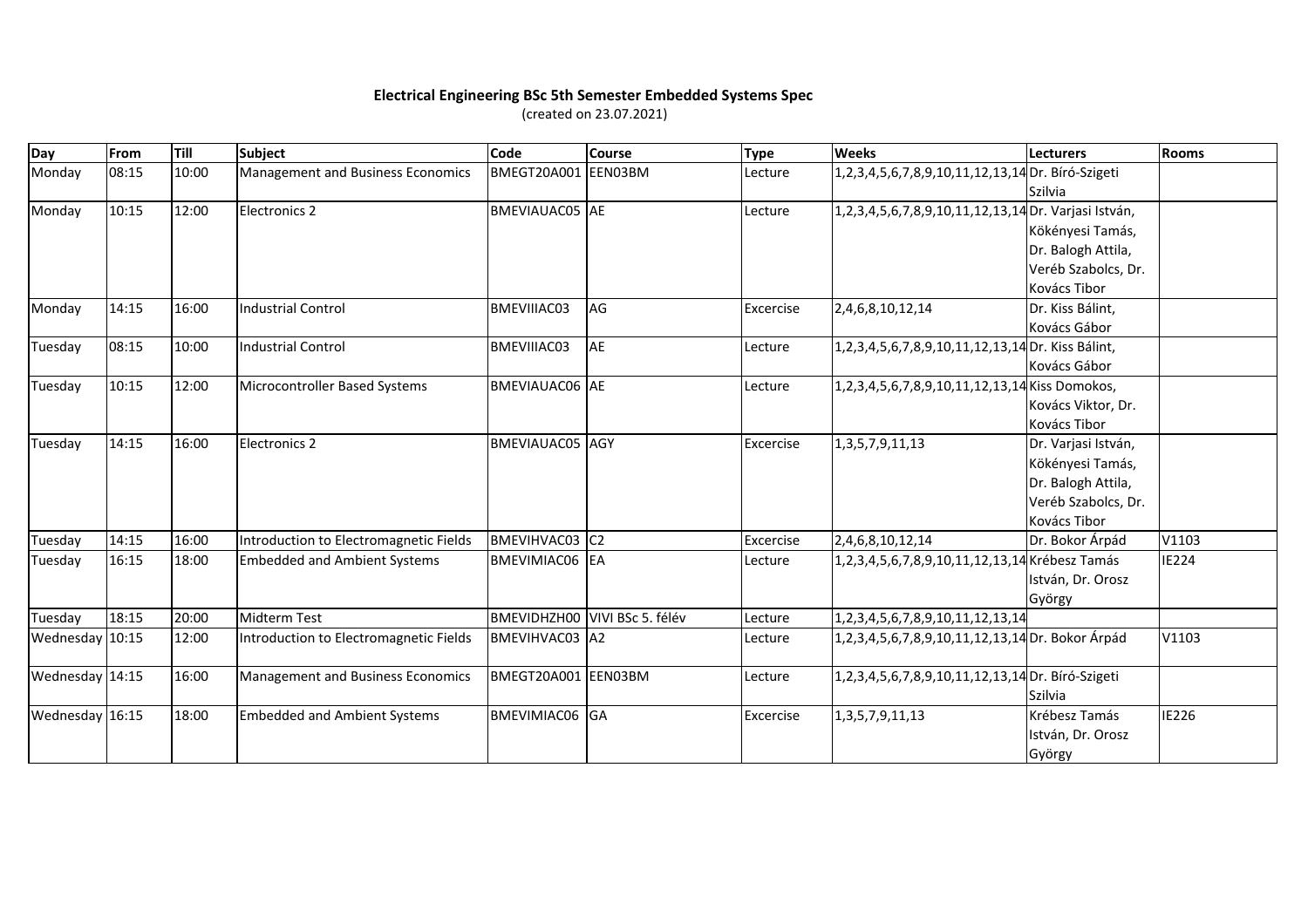**Electrical Engineering BSc 5th Semester Embedded Systems Spec**

(created on 23.07.2021)

| Day | From | Till | Subject | Code | Course | Type | Weeks | Lecturers | Rooms |
|---|---|---|---|---|---|---|---|---|---|
| Monday | 08:15 | 10:00 | Management and Business Economics | BMEGT20A001 | EEN03BM | Lecture | 1,2,3,4,5,6,7,8,9,10,11,12,13,14 | Dr. Bíró-Szigeti Szilvia | |
| Monday | 10:15 | 12:00 | Electronics 2 | BMEVIAUAC05 | AE | Lecture | 1,2,3,4,5,6,7,8,9,10,11,12,13,14 | Dr. Varjasi István, Kökényesi Tamás, Dr. Balogh Attila, Veréb Szabolcs, Dr. Kovács Tibor | |
| Monday | 14:15 | 16:00 | Industrial Control | BMEVIIIAC03 | AG | Excercise | 2,4,6,8,10,12,14 | Dr. Kiss Bálint, Kovács Gábor | |
| Tuesday | 08:15 | 10:00 | Industrial Control | BMEVIIIAC03 | AE | Lecture | 1,2,3,4,5,6,7,8,9,10,11,12,13,14 | Dr. Kiss Bálint, Kovács Gábor | |
| Tuesday | 10:15 | 12:00 | Microcontroller Based Systems | BMEVIAUAC06 | AE | Lecture | 1,2,3,4,5,6,7,8,9,10,11,12,13,14 | Kiss Domokos, Kovács Viktor, Dr. Kovács Tibor | |
| Tuesday | 14:15 | 16:00 | Electronics 2 | BMEVIAUAC05 | AGY | Excercise | 1,3,5,7,9,11,13 | Dr. Varjasi István, Kökényesi Tamás, Dr. Balogh Attila, Veréb Szabolcs, Dr. Kovács Tibor | |
| Tuesday | 14:15 | 16:00 | Introduction to Electromagnetic Fields | BMEVIHVAC03 | C2 | Excercise | 2,4,6,8,10,12,14 | Dr. Bokor Árpád | V1103 |
| Tuesday | 16:15 | 18:00 | Embedded and Ambient Systems | BMEVIMIAC06 | EA | Lecture | 1,2,3,4,5,6,7,8,9,10,11,12,13,14 | Krébesz Tamás István, Dr. Orosz György | IE224 |
| Tuesday | 18:15 | 20:00 | Midterm Test | BMEVIDHZH00 | VIVI BSc 5. félév | Lecture | 1,2,3,4,5,6,7,8,9,10,11,12,13,14 | | |
| Wednesday | 10:15 | 12:00 | Introduction to Electromagnetic Fields | BMEVIHVAC03 | A2 | Lecture | 1,2,3,4,5,6,7,8,9,10,11,12,13,14 | Dr. Bokor Árpád | V1103 |
| Wednesday | 14:15 | 16:00 | Management and Business Economics | BMEGT20A001 | EEN03BM | Lecture | 1,2,3,4,5,6,7,8,9,10,11,12,13,14 | Dr. Bíró-Szigeti Szilvia | |
| Wednesday | 16:15 | 18:00 | Embedded and Ambient Systems | BMEVIMIAC06 | GA | Excercise | 1,3,5,7,9,11,13 | Krébesz Tamás István, Dr. Orosz György | IE226 |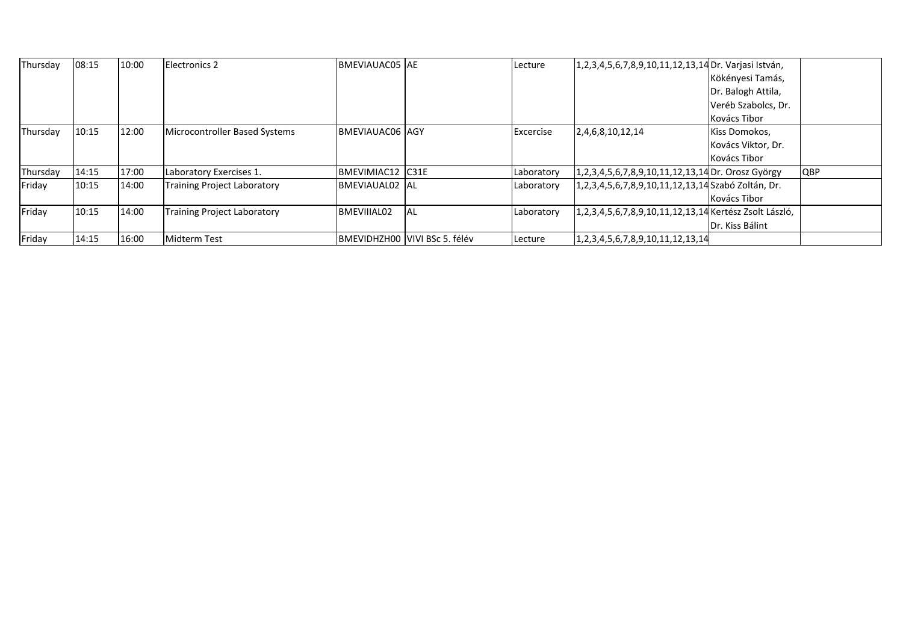| | | | | | | | | | |
|---|---|---|---|---|---|---|---|---|---|
| Thursday | 08:15 | 10:00 | Electronics 2 | BMEVIAUAC05 | AE | Lecture | 1,2,3,4,5,6,7,8,9,10,11,12,13,14 | Dr. Varjasi István, Kökényesi Tamás, Dr. Balogh Attila, Veréb Szabolcs, Dr. Kovács Tibor | |
| Thursday | 10:15 | 12:00 | Microcontroller Based Systems | BMEVIAUAC06 | AGY | Excercise | 2,4,6,8,10,12,14 | Kiss Domokos, Kovács Viktor, Dr. Kovács Tibor | |
| Thursday | 14:15 | 17:00 | Laboratory Exercises 1. | BMEVIMIAC12 | C31E | Laboratory | 1,2,3,4,5,6,7,8,9,10,11,12,13,14 | Dr. Orosz György | QBP |
| Friday | 10:15 | 14:00 | Training Project Laboratory | BMEVIAUAL02 | AL | Laboratory | 1,2,3,4,5,6,7,8,9,10,11,12,13,14 | Szabó Zoltán, Dr. Kovács Tibor | |
| Friday | 10:15 | 14:00 | Training Project Laboratory | BMEVIIIAL02 | AL | Laboratory | 1,2,3,4,5,6,7,8,9,10,11,12,13,14 | Kertész Zsolt László, Dr. Kiss Bálint | |
| Friday | 14:15 | 16:00 | Midterm Test | BMEVIDHZH00 | VIVI BSc 5. félév | Lecture | 1,2,3,4,5,6,7,8,9,10,11,12,13,14 | | |